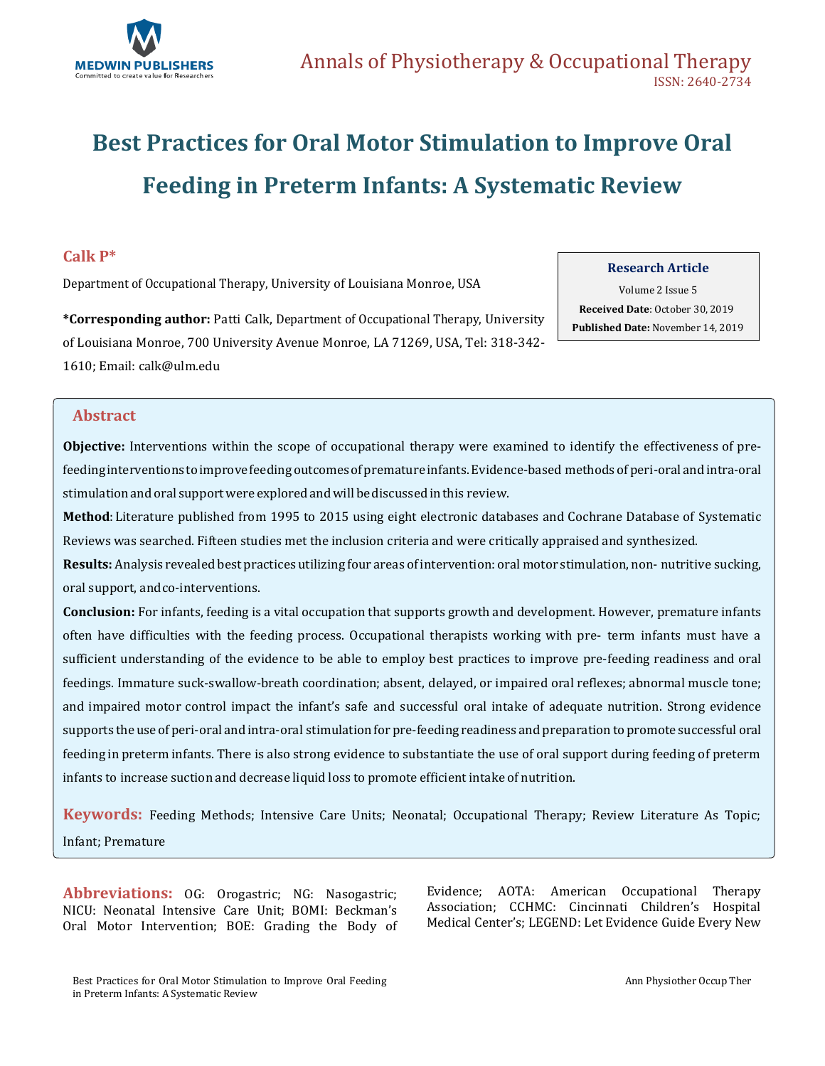Annals of Physiotherapy & Occupational Therapy

ISSN: 2640-2734

# Best Practices for Oral Motor Stimulation to Improve Oral Feeding in Preterm Infants: A Systematic Review

**Calk P***

Department of Occupational Therapy, University of Louisiana Monroe, USA

**\*Corresponding author:** Patti Calk, Department of Occupational Therapy, University of Louisiana Monroe, 700 University Avenue Monroe, LA 71269, USA, Tel: 318-342-1610; Email: calk@ulm.edu

**Research Article**

Volume 2 Issue 5

**Received Date**: October 30, 2019

**Published Date:** November 14, 2019

## Abstract

**Objective:** Interventions within the scope of occupational therapy were examined to identify the effectiveness of pre-feeding interventions to improve feeding outcomes of premature infants. Evidence-based methods of peri-oral and intra-oral stimulation and oral support were explored and will be discussed in this review.

**Method**: Literature published from 1995 to 2015 using eight electronic databases and Cochrane Database of Systematic Reviews was searched. Fifteen studies met the inclusion criteria and were critically appraised and synthesized.

**Results:** Analysis revealed best practices utilizing four areas of intervention: oral motor stimulation, non- nutritive sucking, oral support, and co-interventions.

**Conclusion:** For infants, feeding is a vital occupation that supports growth and development. However, premature infants often have difficulties with the feeding process. Occupational therapists working with pre- term infants must have a sufficient understanding of the evidence to be able to employ best practices to improve pre-feeding readiness and oral feedings. Immature suck-swallow-breath coordination; absent, delayed, or impaired oral reflexes; abnormal muscle tone; and impaired motor control impact the infant's safe and successful oral intake of adequate nutrition. Strong evidence supports the use of peri-oral and intra-oral stimulation for pre-feeding readiness and preparation to promote successful oral feeding in preterm infants. There is also strong evidence to substantiate the use of oral support during feeding of preterm infants to increase suction and decrease liquid loss to promote efficient intake of nutrition.

**Keywords:** Feeding Methods; Intensive Care Units; Neonatal; Occupational Therapy; Review Literature As Topic; Infant; Premature

**Abbreviations:** OG: Orogastric; NG: Nasogastric; NICU: Neonatal Intensive Care Unit; BOMI: Beckman's Oral Motor Intervention; BOE: Grading the Body of Evidence; AOTA: American Occupational Therapy Association; CCHMC: Cincinnati Children's Hospital Medical Center's; LEGEND: Let Evidence Guide Every New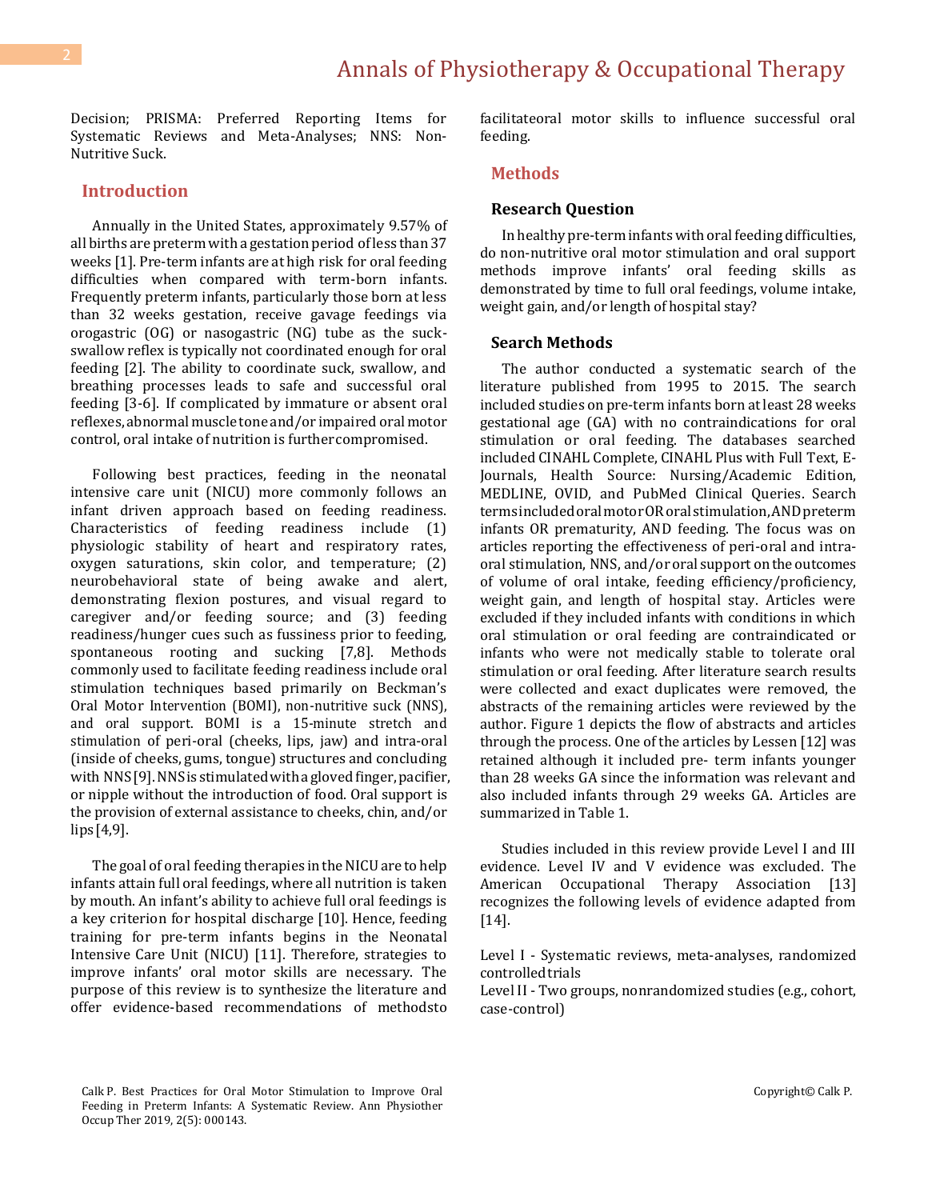Decision; PRISMA: Preferred Reporting Items for Systematic Reviews and Meta-Analyses; NNS: Non-Nutritive Suck.

## Introduction

Annually in the United States, approximately 9.57% of all births are preterm with a gestation period of less than 37 weeks [1]. Pre-term infants are at high risk for oral feeding difficulties when compared with term-born infants. Frequently preterm infants, particularly those born at less than 32 weeks gestation, receive gavage feedings via orogastric (OG) or nasogastric (NG) tube as the suck-swallow reflex is typically not coordinated enough for oral feeding [2]. The ability to coordinate suck, swallow, and breathing processes leads to safe and successful oral feeding [3-6]. If complicated by immature or absent oral reflexes, abnormal muscle tone and/or impaired oral motor control, oral intake of nutrition is further compromised.

Following best practices, feeding in the neonatal intensive care unit (NICU) more commonly follows an infant driven approach based on feeding readiness. Characteristics of feeding readiness include (1) physiologic stability of heart and respiratory rates, oxygen saturations, skin color, and temperature; (2) neurobehavioral state of being awake and alert, demonstrating flexion postures, and visual regard to caregiver and/or feeding source; and (3) feeding readiness/hunger cues such as fussiness prior to feeding, spontaneous rooting and sucking [7,8]. Methods commonly used to facilitate feeding readiness include oral stimulation techniques based primarily on Beckman's Oral Motor Intervention (BOMI), non-nutritive suck (NNS), and oral support. BOMI is a 15-minute stretch and stimulation of peri-oral (cheeks, lips, jaw) and intra-oral (inside of cheeks, gums, tongue) structures and concluding with NNS [9]. NNS is stimulated with a gloved finger, pacifier, or nipple without the introduction of food. Oral support is the provision of external assistance to cheeks, chin, and/or lips [4,9].

The goal of oral feeding therapies in the NICU are to help infants attain full oral feedings, where all nutrition is taken by mouth. An infant's ability to achieve full oral feedings is a key criterion for hospital discharge [10]. Hence, feeding training for pre-term infants begins in the Neonatal Intensive Care Unit (NICU) [11]. Therefore, strategies to improve infants' oral motor skills are necessary. The purpose of this review is to synthesize the literature and offer evidence-based recommendations of methodsto facilitateoral motor skills to influence successful oral feeding.

## Methods

### Research Question

In healthy pre-term infants with oral feeding difficulties, do non-nutritive oral motor stimulation and oral support methods improve infants' oral feeding skills as demonstrated by time to full oral feedings, volume intake, weight gain, and/or length of hospital stay?

### Search Methods

The author conducted a systematic search of the literature published from 1995 to 2015. The search included studies on pre-term infants born at least 28 weeks gestational age (GA) with no contraindications for oral stimulation or oral feeding. The databases searched included CINAHL Complete, CINAHL Plus with Full Text, E-Journals, Health Source: Nursing/Academic Edition, MEDLINE, OVID, and PubMed Clinical Queries. Search terms included oral motor OR oral stimulation, AND preterm infants OR prematurity, AND feeding. The focus was on articles reporting the effectiveness of peri-oral and intra-oral stimulation, NNS, and/or oral support on the outcomes of volume of oral intake, feeding efficiency/proficiency, weight gain, and length of hospital stay. Articles were excluded if they included infants with conditions in which oral stimulation or oral feeding are contraindicated or infants who were not medically stable to tolerate oral stimulation or oral feeding. After literature search results were collected and exact duplicates were removed, the abstracts of the remaining articles were reviewed by the author. Figure 1 depicts the flow of abstracts and articles through the process. One of the articles by Lessen [12] was retained although it included pre- term infants younger than 28 weeks GA since the information was relevant and also included infants through 29 weeks GA. Articles are summarized in Table 1.

Studies included in this review provide Level I and III evidence. Level IV and V evidence was excluded. The American Occupational Therapy Association [13] recognizes the following levels of evidence adapted from [14].

Level I - Systematic reviews, meta-analyses, randomized controlled trials

Level II - Two groups, nonrandomized studies (e.g., cohort, case-control)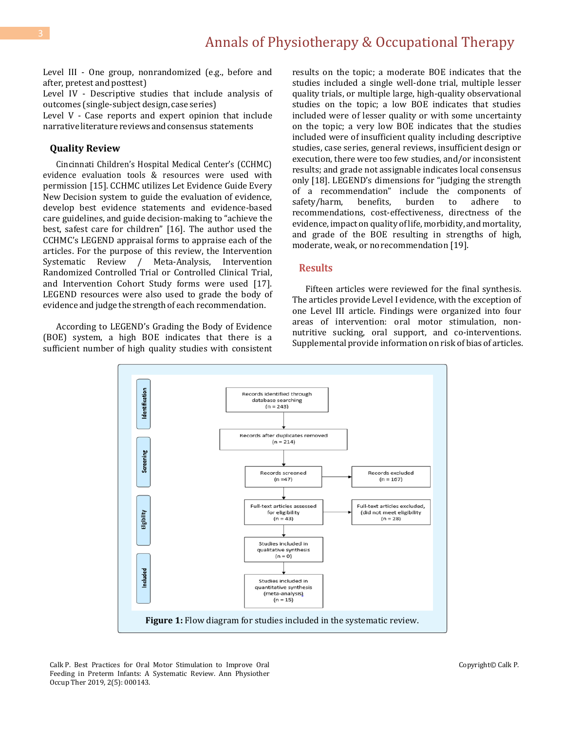Level III - One group, nonrandomized (e.g., before and after, pretest and posttest)
Level IV - Descriptive studies that include analysis of outcomes (single-subject design, case series)
Level V - Case reports and expert opinion that include narrative literature reviews and consensus statements

### Quality Review

Cincinnati Children's Hospital Medical Center's (CCHMC) evidence evaluation tools & resources were used with permission [15]. CCHMC utilizes Let Evidence Guide Every New Decision system to guide the evaluation of evidence, develop best evidence statements and evidence-based care guidelines, and guide decision-making to "achieve the best, safest care for children" [16]. The author used the CCHMC's LEGEND appraisal forms to appraise each of the articles. For the purpose of this review, the Intervention Systematic Review / Meta-Analysis, Intervention Randomized Controlled Trial or Controlled Clinical Trial, and Intervention Cohort Study forms were used [17]. LEGEND resources were also used to grade the body of evidence and judge the strength of each recommendation.

According to LEGEND's Grading the Body of Evidence (BOE) system, a high BOE indicates that there is a sufficient number of high quality studies with consistent results on the topic; a moderate BOE indicates that the studies included a single well-done trial, multiple lesser quality trials, or multiple large, high-quality observational studies on the topic; a low BOE indicates that studies included were of lesser quality or with some uncertainty on the topic; a very low BOE indicates that the studies included were of insufficient quality including descriptive studies, case series, general reviews, insufficient design or execution, there were too few studies, and/or inconsistent results; and grade not assignable indicates local consensus only [18]. LEGEND's dimensions for "judging the strength of a recommendation" include the components of safety/harm, benefits, burden to adhere to recommendations, cost-effectiveness, directness of the evidence, impact on quality of life, morbidity, and mortality, and grade of the BOE resulting in strengths of high, moderate, weak, or no recommendation [19].

## Results

Fifteen articles were reviewed for the final synthesis. The articles provide Level I evidence, with the exception of one Level III article. Findings were organized into four areas of intervention: oral motor stimulation, non-nutritive sucking, oral support, and co-interventions. Supplemental provide information on risk of bias of articles.

Identification: Records identified through database searching (n = 243)

Screening: Records after duplicates removed (n = 214) → Records screened (n =47) → Records excluded (n = 167)

Eligibility: Full-text articles assessed for eligibility (n = 43) → Full-text articles excluded, (did not meet eligibility (n = 28)

Included: Studies included in qualitative synthesis (n = 0) → Studies included in quantitative synthesis (meta-analysis) (n = 15)

**Figure 1:** Flow diagram for studies included in the systematic review.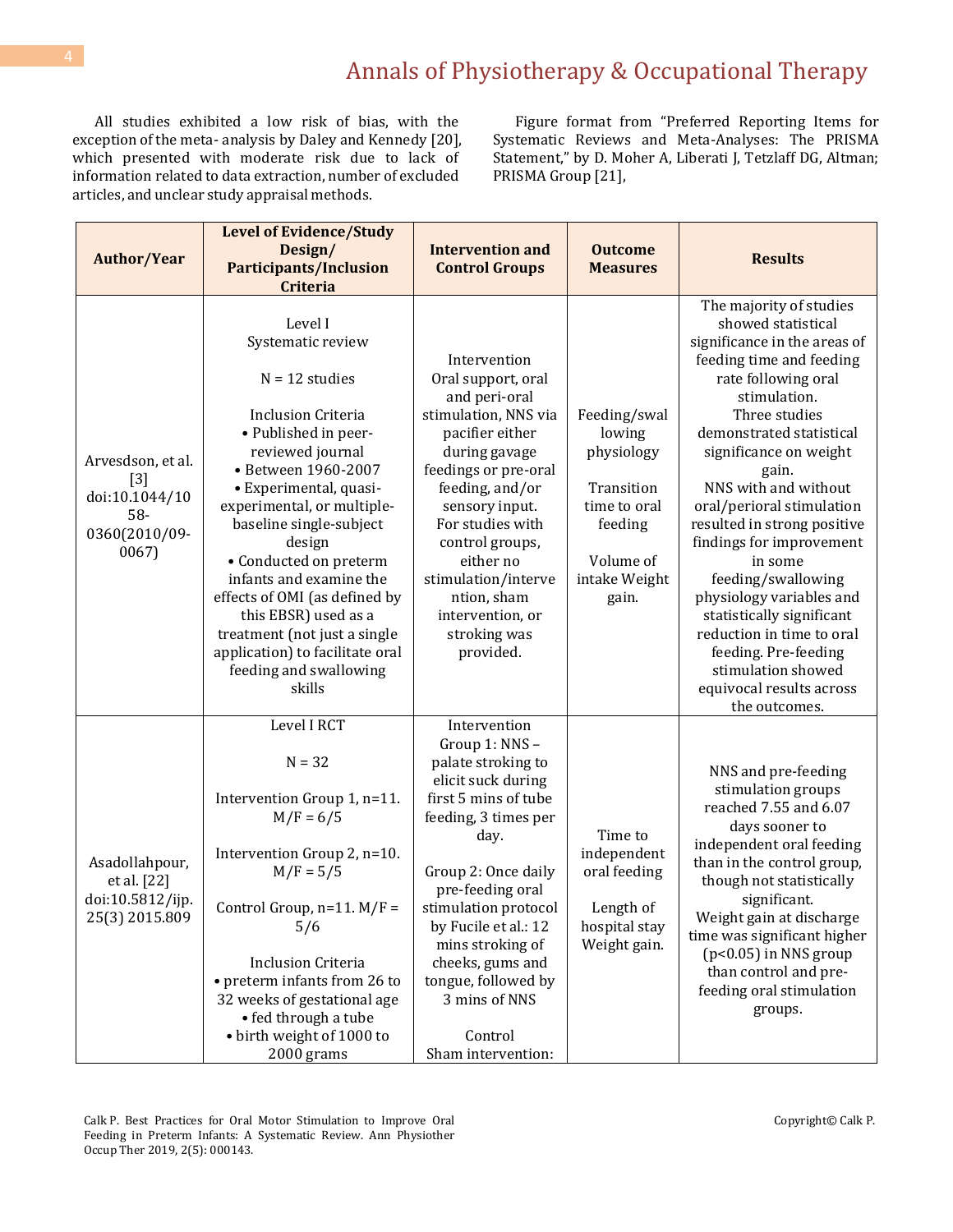All studies exhibited a low risk of bias, with the exception of the meta- analysis by Daley and Kennedy [20], which presented with moderate risk due to lack of information related to data extraction, number of excluded articles, and unclear study appraisal methods.

Figure format from "Preferred Reporting Items for Systematic Reviews and Meta-Analyses: The PRISMA Statement," by D. Moher A, Liberati J, Tetzlaff DG, Altman; PRISMA Group [21],

| Author/Year | Level of Evidence/Study Design/ Participants/Inclusion Criteria | Intervention and Control Groups | Outcome Measures | Results |
|---|---|---|---|---|
| Arvesdson, et al. [3] doi:10.1044/1058-0360(2010/09-0067) | Level I<br>Systematic review<br><br>N = 12 studies<br><br>Inclusion Criteria<br>• Published in peer-reviewed journal<br>• Between 1960-2007<br>• Experimental, quasi-experimental, or multiple-baseline single-subject design<br>• Conducted on preterm infants and examine the effects of OMI (as defined by this EBSR) used as a treatment (not just a single application) to facilitate oral feeding and swallowing skills | Intervention<br>Oral support, oral and peri-oral stimulation, NNS via pacifier either during gavage feedings or pre-oral feeding, and/or sensory input.<br>For studies with control groups, either no stimulation/intervention, sham intervention, or stroking was provided. | Feeding/swallowing physiology<br><br>Transition time to oral feeding<br><br>Volume of intake Weight gain. | The majority of studies showed statistical significance in the areas of feeding time and feeding rate following oral stimulation.<br>Three studies demonstrated statistical significance on weight gain.<br>NNS with and without oral/perioral stimulation resulted in strong positive findings for improvement in some feeding/swallowing physiology variables and statistically significant reduction in time to oral feeding. Pre-feeding stimulation showed equivocal results across the outcomes. |
| Asadollahpour, et al. [22] doi:10.5812/ijp.25(3) 2015.809 | Level I RCT<br><br>N = 32<br><br>Intervention Group 1, n=11. M/F = 6/5<br><br>Intervention Group 2, n=10. M/F = 5/5<br><br>Control Group, n=11. M/F = 5/6<br><br>Inclusion Criteria<br>• preterm infants from 26 to 32 weeks of gestational age<br>• fed through a tube<br>• birth weight of 1000 to 2000 grams | Intervention<br>Group 1: NNS – palate stroking to elicit suck during first 5 mins of tube feeding, 3 times per day.<br><br>Group 2: Once daily pre-feeding oral stimulation protocol by Fucile et al.: 12 mins stroking of cheeks, gums and tongue, followed by 3 mins of NNS<br><br>Control<br>Sham intervention: | Time to independent oral feeding<br><br>Length of hospital stay Weight gain. | NNS and pre-feeding stimulation groups reached 7.55 and 6.07 days sooner to independent oral feeding than in the control group, though not statistically significant.<br>Weight gain at discharge time was significant higher ($p<0.05$) in NNS group than control and pre-feeding oral stimulation groups. |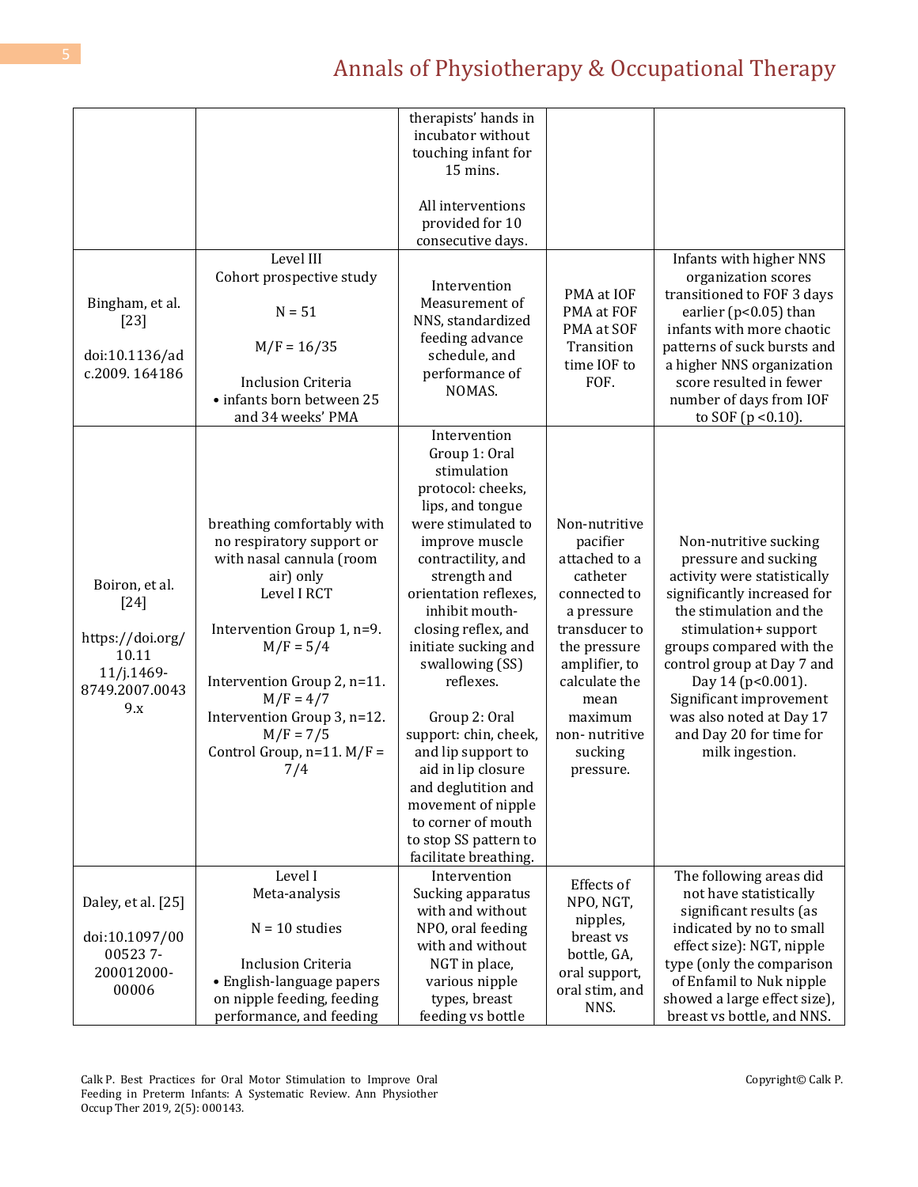| | | | | |
|---|---|---|---|---|
| | | therapists' hands in incubator without touching infant for 15 mins.<br><br>All interventions provided for 10 consecutive days. | | |
| Bingham, et al. [23]<br><br>doi:10.1136/adc.2009. 164186 | Level III<br>Cohort prospective study<br><br>N = 51<br><br>M/F = 16/35<br><br>Inclusion Criteria<br>• infants born between 25 and 34 weeks' PMA | Intervention Measurement of NNS, standardized feeding advance schedule, and performance of NOMAS. | PMA at IOF<br>PMA at FOF<br>PMA at SOF<br>Transition time IOF to FOF. | Infants with higher NNS organization scores transitioned to FOF 3 days earlier ($p<0.05$) than infants with more chaotic patterns of suck bursts and a higher NNS organization score resulted in fewer number of days from IOF to SOF ($p<0.10$). |
| Boiron, et al. [24]<br><br>https://doi.org/10.1111/j.1469-8749.2007.00439.x | breathing comfortably with no respiratory support or with nasal cannula (room air) only<br>Level I RCT<br><br>Intervention Group 1, n=9. M/F = 5/4<br><br>Intervention Group 2, n=11. M/F = 4/7<br>Intervention Group 3, n=12. M/F = 7/5<br>Control Group, n=11. M/F = 7/4 | Intervention Group 1: Oral stimulation protocol: cheeks, lips, and tongue were stimulated to improve muscle contractility, and strength and orientation reflexes, inhibit mouth-closing reflex, and initiate sucking and swallowing (SS) reflexes.<br><br>Group 2: Oral support: chin, cheek, and lip support to aid in lip closure and deglutition and movement of nipple to corner of mouth to stop SS pattern to facilitate breathing. | Non-nutritive pacifier attached to a catheter connected to a pressure transducer to the pressure amplifier, to calculate the mean maximum non- nutritive sucking pressure. | Non-nutritive sucking pressure and sucking activity were statistically significantly increased for the stimulation and the stimulation+ support groups compared with the control group at Day 7 and Day 14 ($p<0.001$). Significant improvement was also noted at Day 17 and Day 20 for time for milk ingestion. |
| Daley, et al. [25]<br><br>doi:10.1097/0000523 7-200012000-00006 | Level I<br>Meta-analysis<br><br>N = 10 studies<br><br>Inclusion Criteria<br>• English-language papers on nipple feeding, feeding performance, and feeding | Intervention Sucking apparatus with and without NPO, oral feeding with and without NGT in place, various nipple types, breast feeding vs bottle | Effects of NPO, NGT, nipples, breast vs bottle, GA, oral support, oral stim, and NNS. | The following areas did not have statistically significant results (as indicated by no to small effect size): NGT, nipple type (only the comparison of Enfamil to Nuk nipple showed a large effect size), breast vs bottle, and NNS. |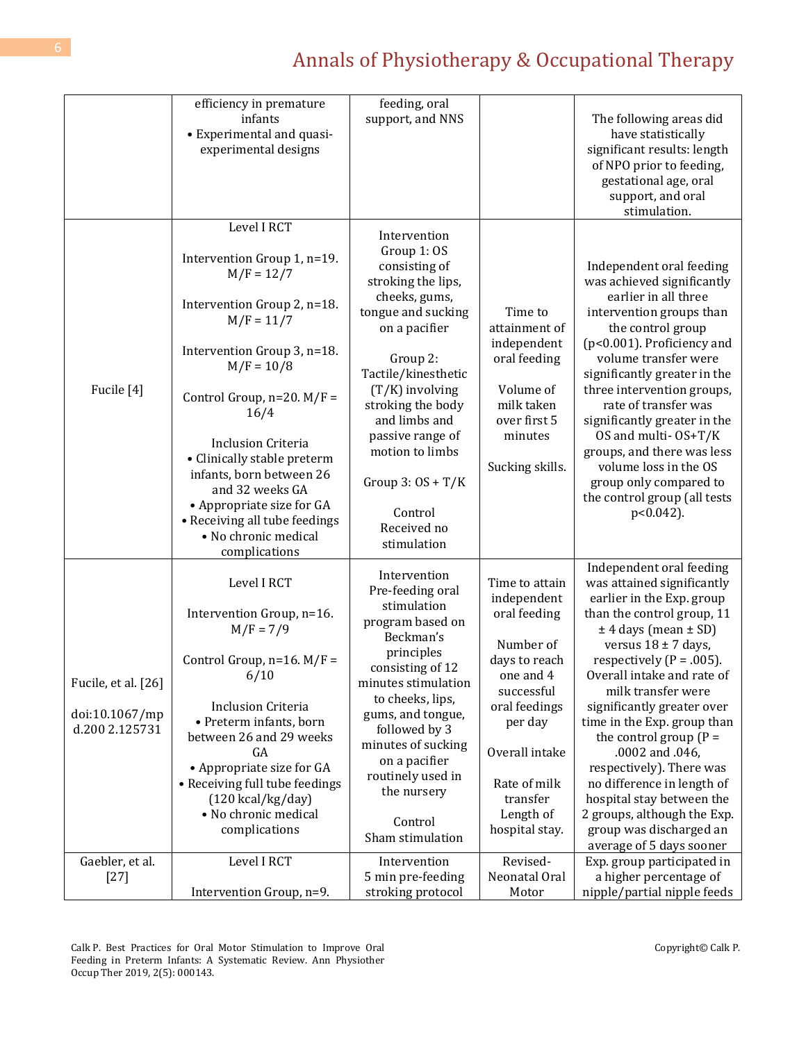| | | | | |
|---|---|---|---|---|
| | efficiency in premature infants<br>• Experimental and quasi-experimental designs | feeding, oral support, and NNS | | The following areas did have statistically significant results: length of NPO prior to feeding, gestational age, oral support, and oral stimulation. |
| Fucile [4] | Level I RCT<br><br>Intervention Group 1, n=19. M/F = 12/7<br><br>Intervention Group 2, n=18. M/F = 11/7<br><br>Intervention Group 3, n=18. M/F = 10/8<br><br>Control Group, n=20. M/F = 16/4<br><br>Inclusion Criteria<br>• Clinically stable preterm infants, born between 26 and 32 weeks GA<br>• Appropriate size for GA<br>• Receiving all tube feedings<br>• No chronic medical complications | Intervention Group 1: OS consisting of stroking the lips, cheeks, gums, tongue and sucking on a pacifier<br><br>Group 2: Tactile/kinesthetic (T/K) involving stroking the body and limbs and passive range of motion to limbs<br><br>Group 3: OS + T/K<br><br>Control Received no stimulation | Time to attainment of independent oral feeding<br><br>Volume of milk taken over first 5 minutes<br><br>Sucking skills. | Independent oral feeding was achieved significantly earlier in all three intervention groups than the control group (p<0.001). Proficiency and volume transfer were significantly greater in the three intervention groups, rate of transfer was significantly greater in the OS and multi- OS+T/K groups, and there was less volume loss in the OS group only compared to the control group (all tests p<0.042). |
| Fucile, et al. [26]<br><br>doi:10.1067/mpd.200 2.125731 | Level I RCT<br><br>Intervention Group, n=16. M/F = 7/9<br><br>Control Group, n=16. M/F = 6/10<br><br>Inclusion Criteria<br>• Preterm infants, born between 26 and 29 weeks GA<br>• Appropriate size for GA<br>• Receiving full tube feedings (120 kcal/kg/day)<br>• No chronic medical complications | Intervention Pre-feeding oral stimulation program based on Beckman's principles consisting of 12 minutes stimulation to cheeks, lips, gums, and tongue, followed by 3 minutes of sucking on a pacifier routinely used in the nursery<br><br>Control Sham stimulation | Time to attain independent oral feeding<br><br>Number of days to reach one and 4 successful oral feedings per day<br><br>Overall intake<br><br>Rate of milk transfer<br>Length of hospital stay. | Independent oral feeding was attained significantly earlier in the Exp. group than the control group, 11 ± 4 days (mean ± SD) versus 18 ± 7 days, respectively (P = .005). Overall intake and rate of milk transfer were significantly greater over time in the Exp. group than the control group (P = .0002 and .046, respectively). There was no difference in length of hospital stay between the 2 groups, although the Exp. group was discharged an average of 5 days sooner |
| Gaebler, et al. [27] | Level I RCT<br><br>Intervention Group, n=9. | Intervention<br>5 min pre-feeding stroking protocol | Revised-Neonatal Oral Motor | Exp. group participated in a higher percentage of nipple/partial nipple feeds |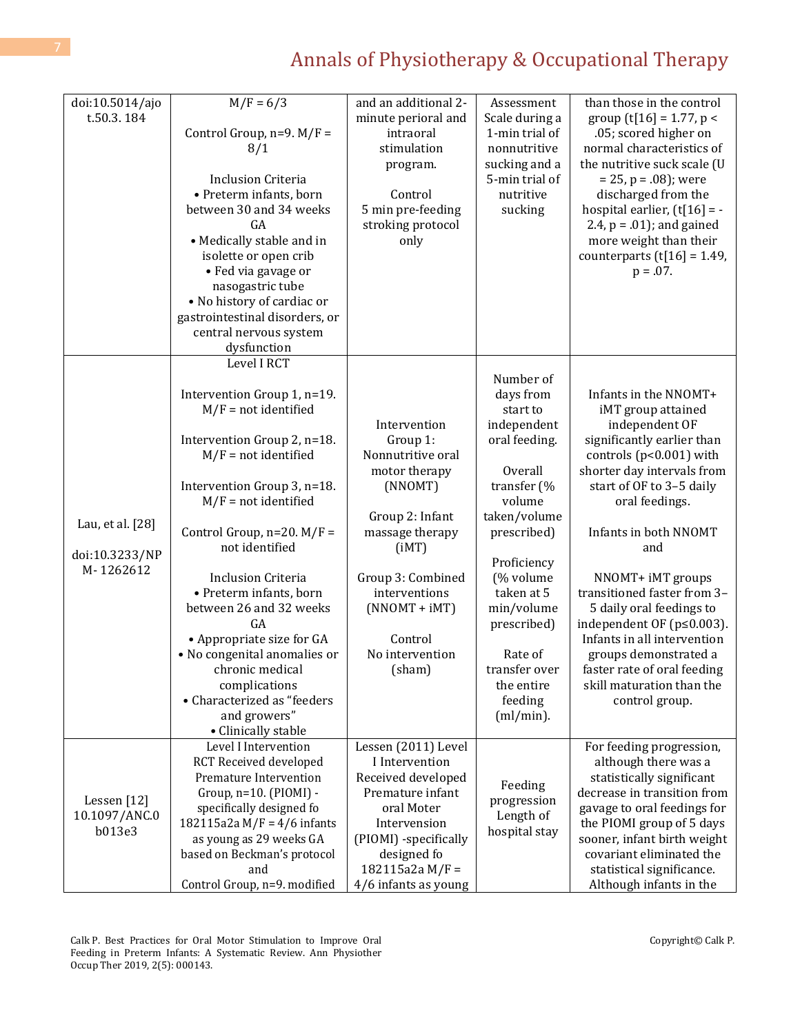| | | | | |
|---|---|---|---|---|
| doi:10.5014/ajot.50.3. 184 | M/F = 6/3<br><br>Control Group, n=9. M/F = 8/1<br><br>Inclusion Criteria<br>• Preterm infants, born between 30 and 34 weeks GA<br>• Medically stable and in isolette or open crib<br>• Fed via gavage or nasogastric tube<br>• No history of cardiac or gastrointestinal disorders, or central nervous system dysfunction | and an additional 2-minute perioral and intraoral stimulation program.<br><br>Control<br>5 min pre-feeding stroking protocol only | Assessment Scale during a 1-min trial of nonnutritive sucking and a 5-min trial of nutritive sucking | than those in the control group (t[16] = 1.77, p < .05; scored higher on normal characteristics of the nutritive suck scale (U = 25, p = .08); were discharged from the hospital earlier, (t[16] = -2.4, p = .01); and gained more weight than their counterparts (t[16] = 1.49, p = .07. |
| Lau, et al. [28]<br><br>doi:10.3233/NPM- 1262612 | Level I RCT<br><br>Intervention Group 1, n=19. M/F = not identified<br><br>Intervention Group 2, n=18. M/F = not identified<br><br>Intervention Group 3, n=18. M/F = not identified<br><br>Control Group, n=20. M/F = not identified<br><br>Inclusion Criteria<br>• Preterm infants, born between 26 and 32 weeks GA<br>• Appropriate size for GA<br>• No congenital anomalies or chronic medical complications<br>• Characterized as "feeders and growers"<br>• Clinically stable | Intervention Group 1: Nonnutritive oral motor therapy (NNOMT)<br><br>Group 2: Infant massage therapy (iMT)<br><br>Group 3: Combined interventions (NNOMT + iMT)<br><br>Control<br>No intervention (sham) | Number of days from start to independent oral feeding.<br><br>Overall transfer (% volume taken/volume prescribed)<br><br>Proficiency (% volume taken at 5 min/volume prescribed)<br><br>Rate of transfer over the entire feeding (ml/min). | Infants in the NNOMT+ iMT group attained independent OF significantly earlier than controls (p<0.001) with shorter day intervals from start of OF to 3–5 daily oral feedings.<br><br>Infants in both NNOMT and<br><br>NNOMT+ iMT groups transitioned faster from 3–5 daily oral feedings to independent OF (p≤0.003). Infants in all intervention groups demonstrated a faster rate of oral feeding skill maturation than the control group. |
| Lessen [12]<br>10.1097/ANC.0b013e3 | Level I Intervention RCT Received developed Premature Intervention Group, n=10. (PIOMI) - specifically designed fo 182115a2a M/F = 4/6 infants as young as 29 weeks GA based on Beckman's protocol and<br>Control Group, n=9. modified | Lessen (2011) Level I Intervention Received developed Premature infant oral Moter Intervension (PIOMI) -specifically designed fo 182115a2a M/F = 4/6 infants as young | Feeding progression<br>Length of hospital stay | For feeding progression, although there was a statistically significant decrease in transition from gavage to oral feedings for the PIOMI group of 5 days sooner, infant birth weight covariant eliminated the statistical significance. Although infants in the |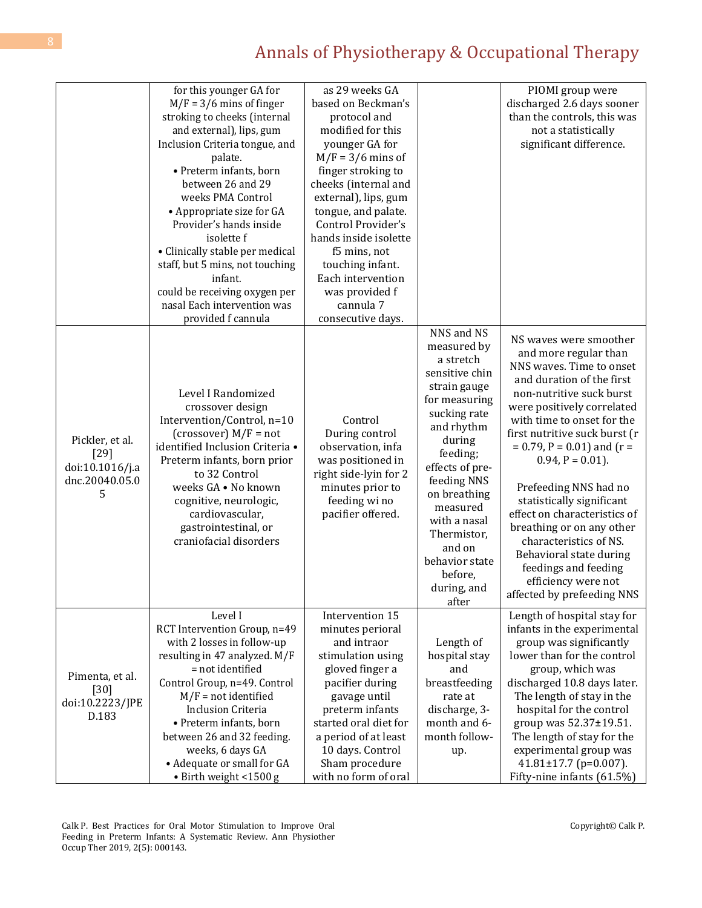| | | | | |
|---|---|---|---|---|
| | for this younger GA for M/F = 3/6 mins of finger stroking to cheeks (internal and external), lips, gum Inclusion Criteria tongue, and palate. • Preterm infants, born between 26 and 29 weeks PMA Control • Appropriate size for GA Provider's hands inside isolette f • Clinically stable per medical staff, but 5 mins, not touching infant. could be receiving oxygen per nasal Each intervention was provided f cannula | as 29 weeks GA based on Beckman's protocol and modified for this younger GA for M/F = 3/6 mins of finger stroking to cheeks (internal and external), lips, gum tongue, and palate. Control Provider's hands inside isolette f5 mins, not touching infant. Each intervention was provided f cannula 7 consecutive days. | | PIOMI group were discharged 2.6 days sooner than the controls, this was not a statistically significant difference. |
| Pickler, et al. [29] doi:10.1016/j.adnc.20040.05.05 | Level I Randomized crossover design Intervention/Control, n=10 (crossover) M/F = not identified Inclusion Criteria • Preterm infants, born prior to 32 Control weeks GA • No known cognitive, neurologic, cardiovascular, gastrointestinal, or craniofacial disorders | Control During control observation, infa was positioned in right side-lyin for 2 minutes prior to feeding wi no pacifier offered. | NNS and NS measured by a stretch sensitive chin strain gauge for measuring sucking rate and rhythm during feeding; effects of pre-feeding NNS on breathing measured with a nasal Thermistor, and on behavior state before, during, and after | NS waves were smoother and more regular than NNS waves. Time to onset and duration of the first non-nutritive suck burst were positively correlated with time to onset for the first nutritive suck burst (r = 0.79, P = 0.01) and (r = 0.94, P = 0.01). Prefeeding NNS had no statistically significant effect on characteristics of breathing or on any other characteristics of NS. Behavioral state during feedings and feeding efficiency were not affected by prefeeding NNS |
| Pimenta, et al. [30] doi:10.2223/JPED.183 | Level I RCT Intervention Group, n=49 with 2 losses in follow-up resulting in 47 analyzed. M/F = not identified Control Group, n=49. Control M/F = not identified Inclusion Criteria • Preterm infants, born between 26 and 32 feeding. weeks, 6 days GA • Adequate or small for GA • Birth weight <1500 g | Intervention 15 minutes perioral and intraor stimulation using gloved finger a pacifier during gavage until preterm infants started oral diet for a period of at least 10 days. Control Sham procedure with no form of oral | Length of hospital stay and breastfeeding rate at discharge, 3-month and 6-month follow-up. | Length of hospital stay for infants in the experimental group was significantly lower than for the control group, which was discharged 10.8 days later. The length of stay in the hospital for the control group was 52.37±19.51. The length of stay for the experimental group was 41.81±17.7 (p=0.007). Fifty-nine infants (61.5%) |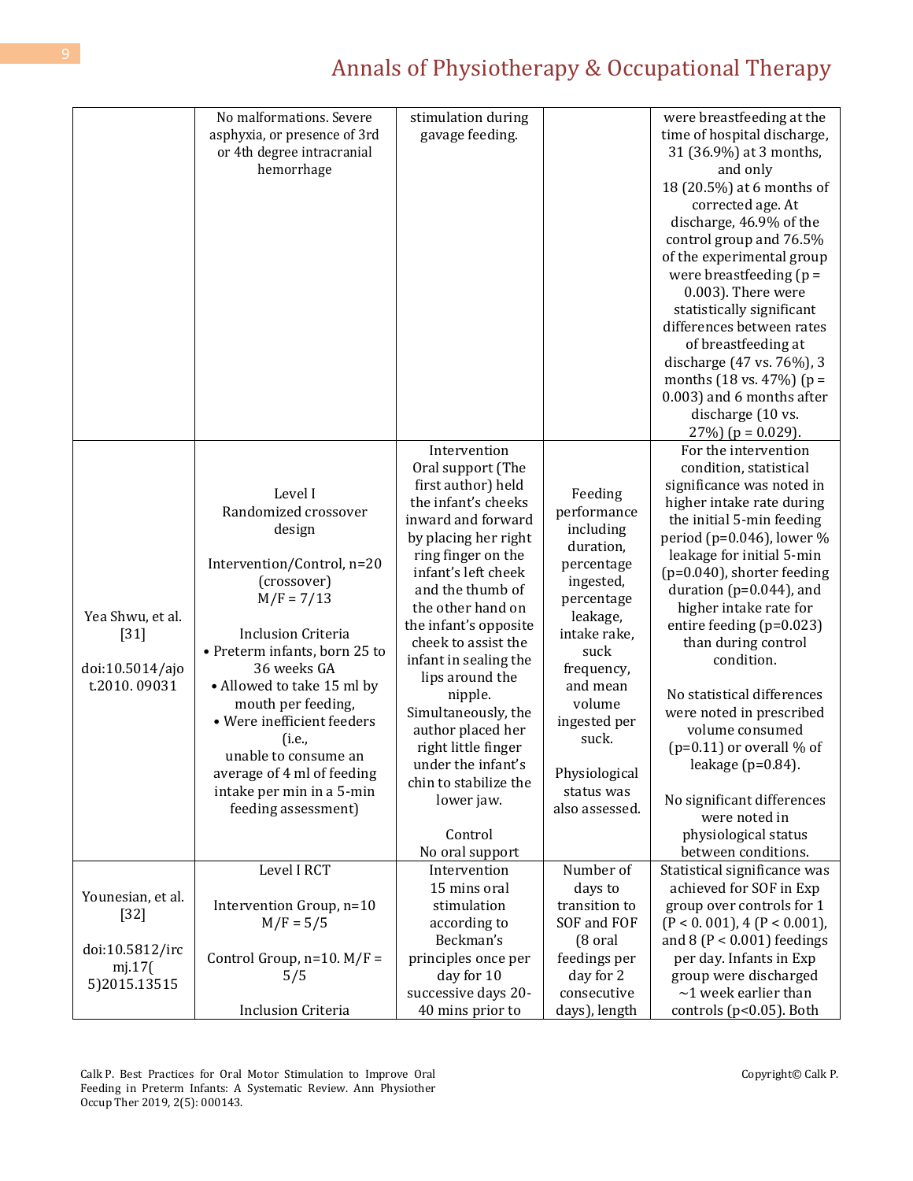| | | | | |
|---|---|---|---|---|
| | No malformations. Severe asphyxia, or presence of 3rd or 4th degree intracranial hemorrhage | stimulation during gavage feeding. | | were breastfeeding at the time of hospital discharge, 31 (36.9%) at 3 months, and only 18 (20.5%) at 6 months of corrected age. At discharge, 46.9% of the control group and 76.5% of the experimental group were breastfeeding (p = 0.003). There were statistically significant differences between rates of breastfeeding at discharge (47 vs. 76%), 3 months (18 vs. 47%) (p = 0.003) and 6 months after discharge (10 vs. 27%) (p = 0.029). |
| Yea Shwu, et al. [31]<br><br>doi:10.5014/ajot.2010. 09031 | Level I<br>Randomized crossover design<br><br>Intervention/Control, n=20 (crossover)<br>M/F = 7/13<br><br>Inclusion Criteria<br>• Preterm infants, born 25 to 36 weeks GA<br>• Allowed to take 15 ml by mouth per feeding,<br>• Were inefficient feeders (i.e., unable to consume an average of 4 ml of feeding intake per min in a 5-min feeding assessment) | Intervention<br>Oral support (The first author) held the infant's cheeks inward and forward by placing her right ring finger on the infant's left cheek and the thumb of the other hand on the infant's opposite cheek to assist the infant in sealing the lips around the nipple. Simultaneously, the author placed her right little finger under the infant's chin to stabilize the lower jaw.<br><br>Control<br>No oral support | Feeding performance including duration, percentage ingested, percentage leakage, intake rake, suck frequency, and mean volume ingested per suck.<br><br>Physiological status was also assessed. | For the intervention condition, statistical significance was noted in higher intake rate during the initial 5-min feeding period (p=0.046), lower % leakage for initial 5-min (p=0.040), shorter feeding duration (p=0.044), and higher intake rate for entire feeding (p=0.023) than during control condition.<br><br>No statistical differences were noted in prescribed volume consumed (p=0.11) or overall % of leakage (p=0.84).<br><br>No significant differences were noted in physiological status between conditions. |
| Younesian, et al. [32]<br><br>doi:10.5812/ircmj.17(5)2015.13515 | Level I RCT<br><br>Intervention Group, n=10<br>M/F = 5/5<br><br>Control Group, n=10. M/F = 5/5<br><br>Inclusion Criteria | Intervention<br>15 mins oral stimulation according to Beckman's principles once per day for 10 successive days 20-40 mins prior to | Number of days to transition to SOF and FOF (8 oral feedings per day for 2 consecutive days), length | Statistical significance was achieved for Exp group over controls for 1 (P < 0. 001), 4 (P < 0.001), and 8 (P < 0.001) feedings per day. Infants in Exp group were discharged ~1 week earlier than controls (p<0.05). Both |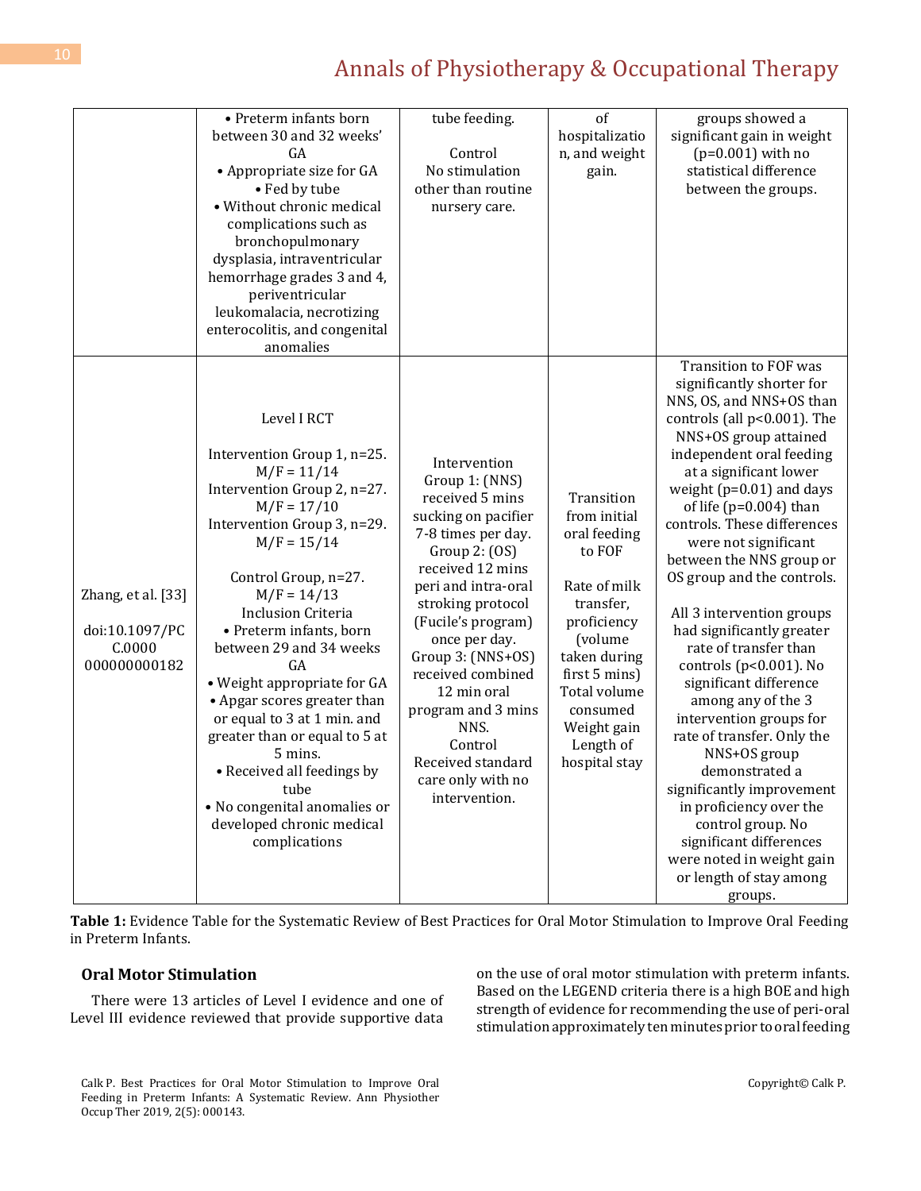| | | | | |
|---|---|---|---|---|
| | • Preterm infants born between 30 and 32 weeks' GA<br>• Appropriate size for GA<br>• Fed by tube<br>• Without chronic medical complications such as bronchopulmonary dysplasia, intraventricular hemorrhage grades 3 and 4, periventricular leukomalacia, necrotizing enterocolitis, and congenital anomalies | tube feeding.<br><br>Control<br>No stimulation other than routine nursery care. | of hospitalization, and weight gain. | groups showed a significant gain in weight (p=0.001) with no statistical difference between the groups. |
| Zhang, et al. [33]<br><br>doi:10.1097/PCC.0000000000000182 | Level I RCT<br><br>Intervention Group 1, n=25. M/F = 11/14<br>Intervention Group 2, n=27. M/F = 17/10<br>Intervention Group 3, n=29. M/F = 15/14<br><br>Control Group, n=27. M/F = 14/13<br>Inclusion Criteria<br>• Preterm infants, born between 29 and 34 weeks GA<br>• Weight appropriate for GA<br>• Apgar scores greater than or equal to 3 at 1 min. and greater than or equal to 5 at 5 mins.<br>• Received all feedings by tube<br>• No congenital anomalies or developed chronic medical complications | Intervention Group 1: (NNS) received 5 mins sucking on pacifier 7-8 times per day.<br>Group 2: (OS) received 12 mins peri and intra-oral stroking protocol (Fucile's program) once per day.<br>Group 3: (NNS+OS) received combined 12 min oral program and 3 mins NNS.<br>Control<br>Received standard care only with no intervention. | Transition from initial oral feeding to FOF<br><br>Rate of milk transfer, proficiency (volume taken during first 5 mins)<br>Total volume consumed<br>Weight gain<br>Length of hospital stay | Transition to FOF was significantly shorter for NNS, OS, and NNS+OS than controls (all p<0.001). The NNS+OS group attained independent oral feeding at a significant lower weight (p=0.01) and days of life (p=0.004) than controls. These differences were not significant between the NNS group or OS group and the controls.<br><br>All 3 intervention groups had significantly greater rate of transfer than controls (p<0.001). No significant difference among any of the 3 intervention groups for rate of transfer. Only the NNS+OS group demonstrated a significantly improvement in proficiency over the control group. No significant differences were noted in weight gain or length of stay among groups. |

**Table 1:** Evidence Table for the Systematic Review of Best Practices for Oral Motor Stimulation to Improve Oral Feeding in Preterm Infants.

### Oral Motor Stimulation

There were 13 articles of Level I evidence and one of Level III evidence reviewed that provide supportive data on the use of oral motor stimulation with preterm infants. Based on the LEGEND criteria there is a high BOE and high strength of evidence for recommending the use of peri-oral stimulation approximately ten minutes prior to oral feeding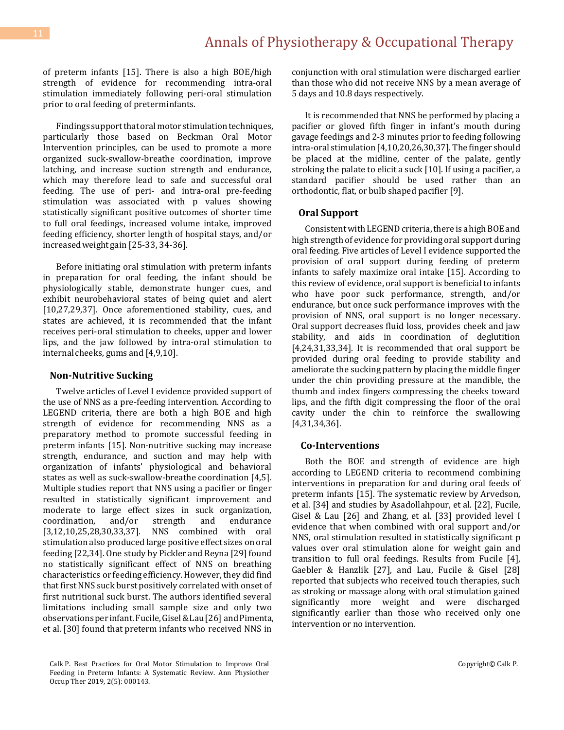of preterm infants [15]. There is also a high BOE/high strength of evidence for recommending intra-oral stimulation immediately following peri-oral stimulation prior to oral feeding of preterminfants.

Findings support that oral motor stimulation techniques, particularly those based on Beckman Oral Motor Intervention principles, can be used to promote a more organized suck-swallow-breathe coordination, improve latching, and increase suction strength and endurance, which may therefore lead to safe and successful oral feeding. The use of peri- and intra-oral pre-feeding stimulation was associated with p values showing statistically significant positive outcomes of shorter time to full oral feedings, increased volume intake, improved feeding efficiency, shorter length of hospital stays, and/or increased weight gain [25-33, 34-36].

Before initiating oral stimulation with preterm infants in preparation for oral feeding, the infant should be physiologically stable, demonstrate hunger cues, and exhibit neurobehavioral states of being quiet and alert [10,27,29,37]. Once aforementioned stability, cues, and states are achieved, it is recommended that the infant receives peri-oral stimulation to cheeks, upper and lower lips, and the jaw followed by intra-oral stimulation to internal cheeks, gums and [4,9,10].

## Non-Nutritive Sucking

Twelve articles of Level I evidence provided support of the use of NNS as a pre-feeding intervention. According to LEGEND criteria, there are both a high BOE and high strength of evidence for recommending NNS as a preparatory method to promote successful feeding in preterm infants [15]. Non-nutritive sucking may increase strength, endurance, and suction and may help with organization of infants' physiological and behavioral states as well as suck-swallow-breathe coordination [4,5]. Multiple studies report that NNS using a pacifier or finger resulted in statistically significant improvement and moderate to large effect sizes in suck organization, coordination, and/or strength and endurance [3,12,10,25,28,30,33,37]. NNS combined with oral stimulation also produced large positive effect sizes on oral feeding [22,34]. One study by Pickler and Reyna [29] found no statistically significant effect of NNS on breathing characteristics or feeding efficiency. However, they did find that first NNS suck burst positively correlated with onset of first nutritional suck burst. The authors identified several limitations including small sample size and only two observations per infant. Fucile, Gisel & Lau [26] and Pimenta, et al. [30] found that preterm infants who received NNS in conjunction with oral stimulation were discharged earlier than those who did not receive NNS by a mean average of 5 days and 10.8 days respectively.

It is recommended that NNS be performed by placing a pacifier or gloved fifth finger in infant's mouth during gavage feedings and 2-3 minutes prior to feeding following intra-oral stimulation [4,10,20,26,30,37]. The finger should be placed at the midline, center of the palate, gently stroking the palate to elicit a suck [10]. If using a pacifier, a standard pacifier should be used rather than an orthodontic, flat, or bulb shaped pacifier [9].

## Oral Support

Consistent with LEGEND criteria, there is a high BOE and high strength of evidence for providing oral support during oral feeding. Five articles of Level I evidence supported the provision of oral support during feeding of preterm infants to safely maximize oral intake [15]. According to this review of evidence, oral support is beneficial to infants who have poor suck performance, strength, and/or endurance, but once suck performance improves with the provision of NNS, oral support is no longer necessary. Oral support decreases fluid loss, provides cheek and jaw stability, and aids in coordination of deglutition [4,24,31,33,34]. It is recommended that oral support be provided during oral feeding to provide stability and ameliorate the sucking pattern by placing the middle finger under the chin providing pressure at the mandible, the thumb and index fingers compressing the cheeks toward lips, and the fifth digit compressing the floor of the oral cavity under the chin to reinforce the swallowing [4,31,34,36].

## Co-Interventions

Both the BOE and strength of evidence are high according to LEGEND criteria to recommend combining interventions in preparation for and during oral feeds of preterm infants [15]. The systematic review by Arvedson, et al. [34] and studies by Asadollahpour, et al. [22], Fucile, Gisel & Lau [26] and Zhang, et al. [33] provided level I evidence that when combined with oral support and/or NNS, oral stimulation resulted in statistically significant p values over oral stimulation alone for weight gain and transition to full oral feedings. Results from Fucile [4], Gaebler & Hanzlik [27], and Lau, Fucile & Gisel [28] reported that subjects who received touch therapies, such as stroking or massage along with oral stimulation gained significantly more weight and were discharged significantly earlier than those who received only one intervention or no intervention.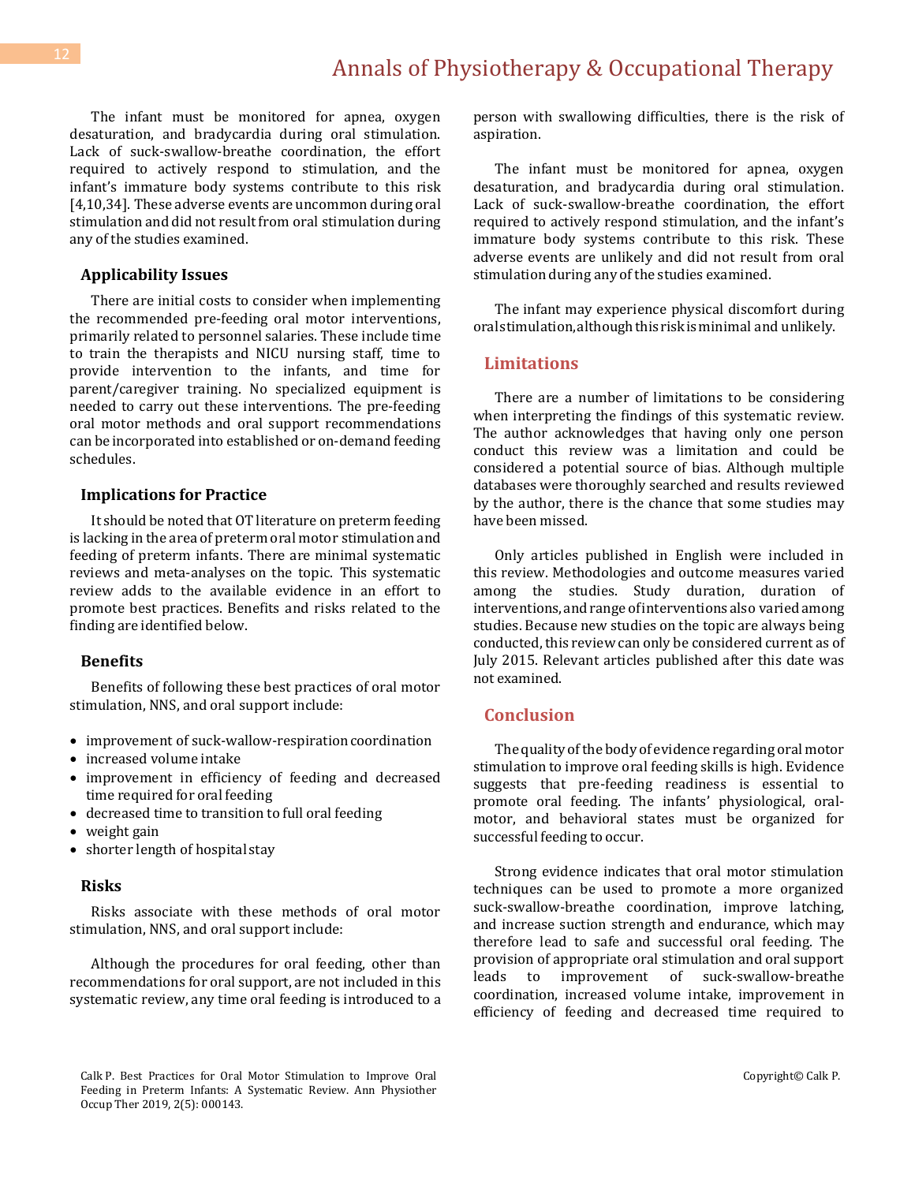The infant must be monitored for apnea, oxygen desaturation, and bradycardia during oral stimulation. Lack of suck-swallow-breathe coordination, the effort required to actively respond to stimulation, and the infant's immature body systems contribute to this risk [4,10,34]. These adverse events are uncommon during oral stimulation and did not result from oral stimulation during any of the studies examined.

### Applicability Issues

There are initial costs to consider when implementing the recommended pre-feeding oral motor interventions, primarily related to personnel salaries. These include time to train the therapists and NICU nursing staff, time to provide intervention to the infants, and time for parent/caregiver training. No specialized equipment is needed to carry out these interventions. The pre-feeding oral motor methods and oral support recommendations can be incorporated into established or on-demand feeding schedules.

### Implications for Practice

It should be noted that OT literature on preterm feeding is lacking in the area of preterm oral motor stimulation and feeding of preterm infants. There are minimal systematic reviews and meta-analyses on the topic. This systematic review adds to the available evidence in an effort to promote best practices. Benefits and risks related to the finding are identified below.

### Benefits

Benefits of following these best practices of oral motor stimulation, NNS, and oral support include:

- improvement of suck-wallow-respiration coordination
- increased volume intake
- improvement in efficiency of feeding and decreased time required for oral feeding
- decreased time to transition to full oral feeding
- weight gain
- shorter length of hospital stay

### Risks

Risks associate with these methods of oral motor stimulation, NNS, and oral support include:

Although the procedures for oral feeding, other than recommendations for oral support, are not included in this systematic review, any time oral feeding is introduced to a person with swallowing difficulties, there is the risk of aspiration.

The infant must be monitored for apnea, oxygen desaturation, and bradycardia during oral stimulation. Lack of suck-swallow-breathe coordination, the effort required to actively respond stimulation, and the infant's immature body systems contribute to this risk. These adverse events are unlikely and did not result from oral stimulation during any of the studies examined.

The infant may experience physical discomfort during oral stimulation, although this risk is minimal and unlikely.

## Limitations

There are a number of limitations to be considering when interpreting the findings of this systematic review. The author acknowledges that having only one person conduct this review was a limitation and could be considered a potential source of bias. Although multiple databases were thoroughly searched and results reviewed by the author, there is the chance that some studies may have been missed.

Only articles published in English were included in this review. Methodologies and outcome measures varied among the studies. Study duration, duration of interventions, and range of interventions also varied among studies. Because new studies on the topic are always being conducted, this review can only be considered current as of July 2015. Relevant articles published after this date was not examined.

## Conclusion

The quality of the body of evidence regarding oral motor stimulation to improve oral feeding skills is high. Evidence suggests that pre-feeding readiness is essential to promote oral feeding. The infants' physiological, oral-motor, and behavioral states must be organized for successful feeding to occur.

Strong evidence indicates that oral motor stimulation techniques can be used to promote a more organized suck-swallow-breathe coordination, improve latching, and increase suction strength and endurance, which may therefore lead to safe and successful oral feeding. The provision of appropriate oral stimulation and oral support leads to improvement of suck-swallow-breathe coordination, increased volume intake, improvement in efficiency of feeding and decreased time required to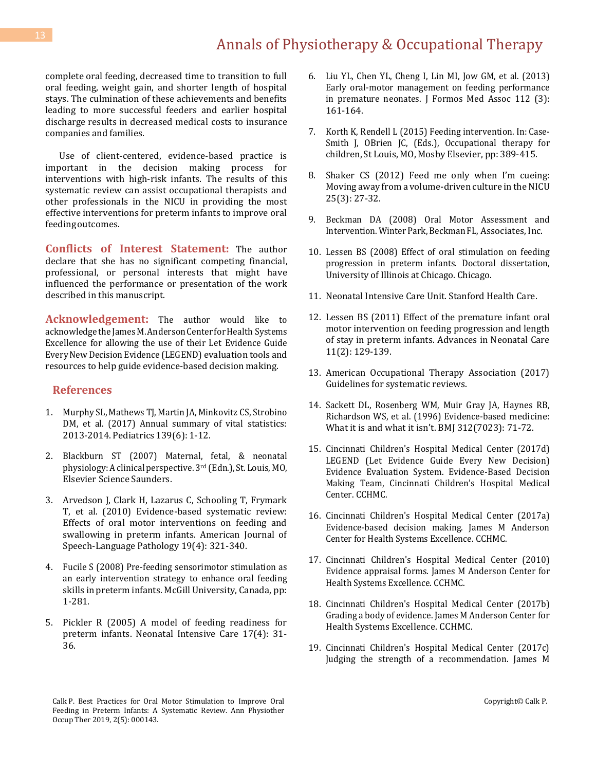complete oral feeding, decreased time to transition to full oral feeding, weight gain, and shorter length of hospital stays. The culmination of these achievements and benefits leading to more successful feeders and earlier hospital discharge results in decreased medical costs to insurance companies and families.

Use of client-centered, evidence-based practice is important in the decision making process for interventions with high-risk infants. The results of this systematic review can assist occupational therapists and other professionals in the NICU in providing the most effective interventions for preterm infants to improve oral feeding outcomes.

**Conflicts of Interest Statement:** The author declare that she has no significant competing financial, professional, or personal interests that might have influenced the performance or presentation of the work described in this manuscript.

**Acknowledgement:** The author would like to acknowledge the James M. Anderson Center for Health Systems Excellence for allowing the use of their Let Evidence Guide Every New Decision Evidence (LEGEND) evaluation tools and resources to help guide evidence-based decision making.

## References

1. Murphy SL, Mathews TJ, Martin JA, Minkovitz CS, Strobino DM, et al. (2017) Annual summary of vital statistics: 2013-2014. Pediatrics 139(6): 1-12.
2. Blackburn ST (2007) Maternal, fetal, & neonatal physiology: A clinical perspective. 3rd (Edn.), St. Louis, MO, Elsevier Science Saunders.
3. Arvedson J, Clark H, Lazarus C, Schooling T, Frymark T, et al. (2010) Evidence-based systematic review: Effects of oral motor interventions on feeding and swallowing in preterm infants. American Journal of Speech-Language Pathology 19(4): 321-340.
4. Fucile S (2008) Pre-feeding sensorimotor stimulation as an early intervention strategy to enhance oral feeding skills in preterm infants. McGill University, Canada, pp: 1-281.
5. Pickler R (2005) A model of feeding readiness for preterm infants. Neonatal Intensive Care 17(4): 31-36.
6. Liu YL, Chen YL, Cheng I, Lin MI, Jow GM, et al. (2013) Early oral-motor management on feeding performance in premature neonates. J Formos Med Assoc 112 (3): 161-164.
7. Korth K, Rendell L (2015) Feeding intervention. In: Case-Smith J, OBrien JC, (Eds.), Occupational therapy for children, St Louis, MO, Mosby Elsevier, pp: 389-415.
8. Shaker CS (2012) Feed me only when I'm cueing: Moving away from a volume-driven culture in the NICU 25(3): 27-32.
9. Beckman DA (2008) Oral Motor Assessment and Intervention. Winter Park, Beckman FL, Associates, Inc.
10. Lessen BS (2008) Effect of oral stimulation on feeding progression in preterm infants. Doctoral dissertation, University of Illinois at Chicago. Chicago.
11. Neonatal Intensive Care Unit. Stanford Health Care.
12. Lessen BS (2011) Effect of the premature infant oral motor intervention on feeding progression and length of stay in preterm infants. Advances in Neonatal Care 11(2): 129-139.
13. American Occupational Therapy Association (2017) Guidelines for systematic reviews.
14. Sackett DL, Rosenberg WM, Muir Gray JA, Haynes RB, Richardson WS, et al. (1996) Evidence-based medicine: What it is and what it isn't. BMJ 312(7023): 71-72.
15. Cincinnati Children's Hospital Medical Center (2017d) LEGEND (Let Evidence Guide Every New Decision) Evidence Evaluation System. Evidence-Based Decision Making Team, Cincinnati Children's Hospital Medical Center. CCHMC.
16. Cincinnati Children's Hospital Medical Center (2017a) Evidence-based decision making. James M Anderson Center for Health Systems Excellence. CCHMC.
17. Cincinnati Children's Hospital Medical Center (2010) Evidence appraisal forms. James M Anderson Center for Health Systems Excellence. CCHMC.
18. Cincinnati Children's Hospital Medical Center (2017b) Grading a body of evidence. James M Anderson Center for Health Systems Excellence. CCHMC.
19. Cincinnati Children's Hospital Medical Center (2017c) Judging the strength of a recommendation. James M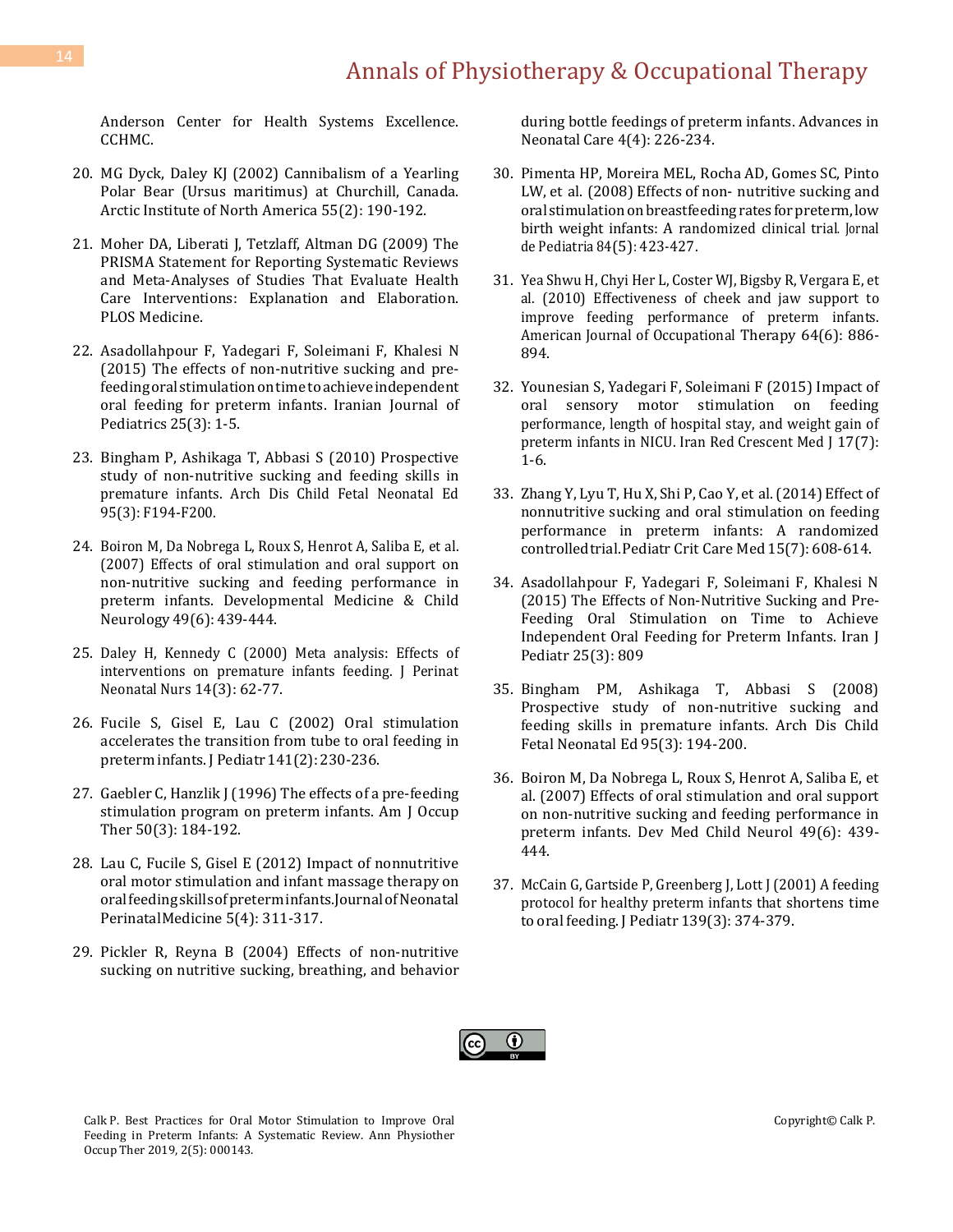Anderson Center for Health Systems Excellence. CCHMC.

20. MG Dyck, Daley KJ (2002) Cannibalism of a Yearling Polar Bear (Ursus maritimus) at Churchill, Canada. Arctic Institute of North America 55(2): 190-192.

21. Moher DA, Liberati J, Tetzlaff, Altman DG (2009) The PRISMA Statement for Reporting Systematic Reviews and Meta-Analyses of Studies That Evaluate Health Care Interventions: Explanation and Elaboration. PLOS Medicine.

22. Asadollahpour F, Yadegari F, Soleimani F, Khalesi N (2015) The effects of non-nutritive sucking and pre-feeding oral stimulation on time to achieve independent oral feeding for preterm infants. Iranian Journal of Pediatrics 25(3): 1-5.

23. Bingham P, Ashikaga T, Abbasi S (2010) Prospective study of non-nutritive sucking and feeding skills in premature infants. Arch Dis Child Fetal Neonatal Ed 95(3): F194-F200.

24. Boiron M, Da Nobrega L, Roux S, Henrot A, Saliba E, et al. (2007) Effects of oral stimulation and oral support on non-nutritive sucking and feeding performance in preterm infants. Developmental Medicine & Child Neurology 49(6): 439-444.

25. Daley H, Kennedy C (2000) Meta analysis: Effects of interventions on premature infants feeding. J Perinat Neonatal Nurs 14(3): 62-77.

26. Fucile S, Gisel E, Lau C (2002) Oral stimulation accelerates the transition from tube to oral feeding in preterm infants. J Pediatr 141(2): 230-236.

27. Gaebler C, Hanzlik J (1996) The effects of a pre-feeding stimulation program on preterm infants. Am J Occup Ther 50(3): 184-192.

28. Lau C, Fucile S, Gisel E (2012) Impact of nonnutritive oral motor stimulation and infant massage therapy on oral feeding skills of preterm infants. Journal of Neonatal Perinatal Medicine 5(4): 311-317.

29. Pickler R, Reyna B (2004) Effects of non-nutritive sucking on nutritive sucking, breathing, and behavior during bottle feedings of preterm infants. Advances in Neonatal Care 4(4): 226-234.

30. Pimenta HP, Moreira MEL, Rocha AD, Gomes SC, Pinto LW, et al. (2008) Effects of non- nutritive sucking and oral stimulation on breastfeeding rates for preterm, low birth weight infants: A randomized clinical trial. Jornal de Pediatria 84(5): 423-427.

31. Yea Shwu H, Chyi Her L, Coster WJ, Bigsby R, Vergara E, et al. (2010) Effectiveness of cheek and jaw support to improve feeding performance of preterm infants. American Journal of Occupational Therapy 64(6): 886-894.

32. Younesian S, Yadegari F, Soleimani F (2015) Impact of oral sensory motor stimulation on feeding performance, length of hospital stay, and weight gain of preterm infants in NICU. Iran Red Crescent Med J 17(7): 1-6.

33. Zhang Y, Lyu T, Hu X, Shi P, Cao Y, et al. (2014) Effect of nonnutritive sucking and oral stimulation on feeding performance in preterm infants: A randomized controlled trial. Pediatr Crit Care Med 15(7): 608-614.

34. Asadollahpour F, Yadegari F, Soleimani F, Khalesi N (2015) The Effects of Non-Nutritive Sucking and Pre-Feeding Oral Stimulation on Time to Achieve Independent Oral Feeding for Preterm Infants. Iran J Pediatr 25(3): 809

35. Bingham PM, Ashikaga T, Abbasi S (2008) Prospective study of non-nutritive sucking and feeding skills in premature infants. Arch Dis Child Fetal Neonatal Ed 95(3): 194-200.

36. Boiron M, Da Nobrega L, Roux S, Henrot A, Saliba E, et al. (2007) Effects of oral stimulation and oral support on non-nutritive sucking and feeding performance in preterm infants. Dev Med Child Neurol 49(6): 439-444.

37. McCain G, Gartside P, Greenberg J, Lott J (2001) A feeding protocol for healthy preterm infants that shortens time to oral feeding. J Pediatr 139(3): 374-379.